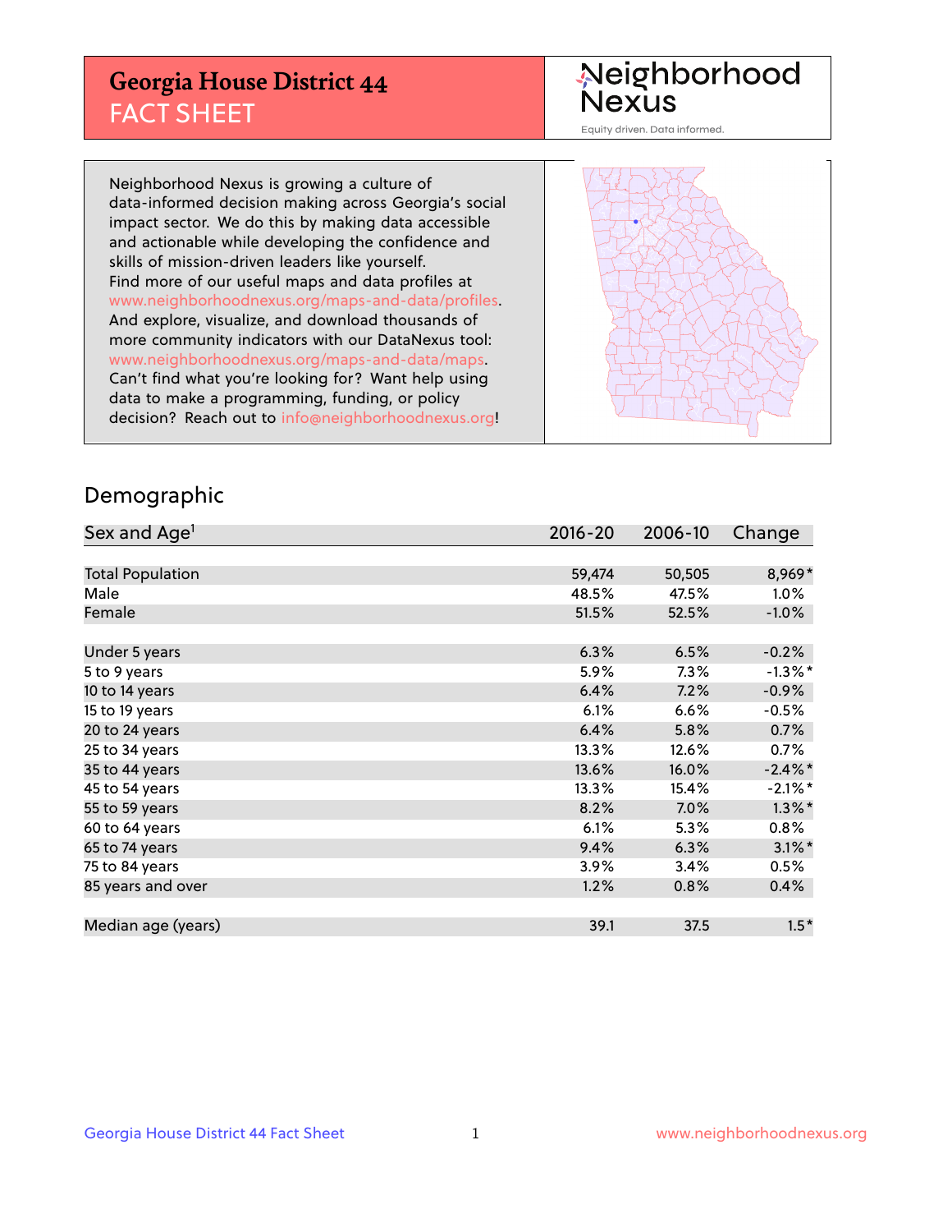# Georgia House District 44
## FACT SHEET

Neighborhood Nexus
Equity driven. Data informed.

Neighborhood Nexus is growing a culture of data-informed decision making across Georgia's social impact sector. We do this by making data accessible and actionable while developing the confidence and skills of mission-driven leaders like yourself. Find more of our useful maps and data profiles at www.neighborhoodnexus.org/maps-and-data/profiles. And explore, visualize, and download thousands of more community indicators with our DataNexus tool: www.neighborhoodnexus.org/maps-and-data/maps. Can't find what you're looking for? Want help using data to make a programming, funding, or policy decision? Reach out to info@neighborhoodnexus.org!

## Demographic

| Sex and Age[1] | 2016-20 | 2006-10 | Change |
|---|---|---|---|
| Total Population | 59,474 | 50,505 | 8,969* |
| Male | 48.5% | 47.5% | 1.0% |
| Female | 51.5% | 52.5% | -1.0% |
| | | | |
| Under 5 years | 6.3% | 6.5% | -0.2% |
| 5 to 9 years | 5.9% | 7.3% | -1.3%* |
| 10 to 14 years | 6.4% | 7.2% | -0.9% |
| 15 to 19 years | 6.1% | 6.6% | -0.5% |
| 20 to 24 years | 6.4% | 5.8% | 0.7% |
| 25 to 34 years | 13.3% | 12.6% | 0.7% |
| 35 to 44 years | 13.6% | 16.0% | -2.4%* |
| 45 to 54 years | 13.3% | 15.4% | -2.1%* |
| 55 to 59 years | 8.2% | 7.0% | 1.3%* |
| 60 to 64 years | 6.1% | 5.3% | 0.8% |
| 65 to 74 years | 9.4% | 6.3% | 3.1%* |
| 75 to 84 years | 3.9% | 3.4% | 0.5% |
| 85 years and over | 1.2% | 0.8% | 0.4% |
| | | | |
| Median age (years) | 39.1 | 37.5 | 1.5* |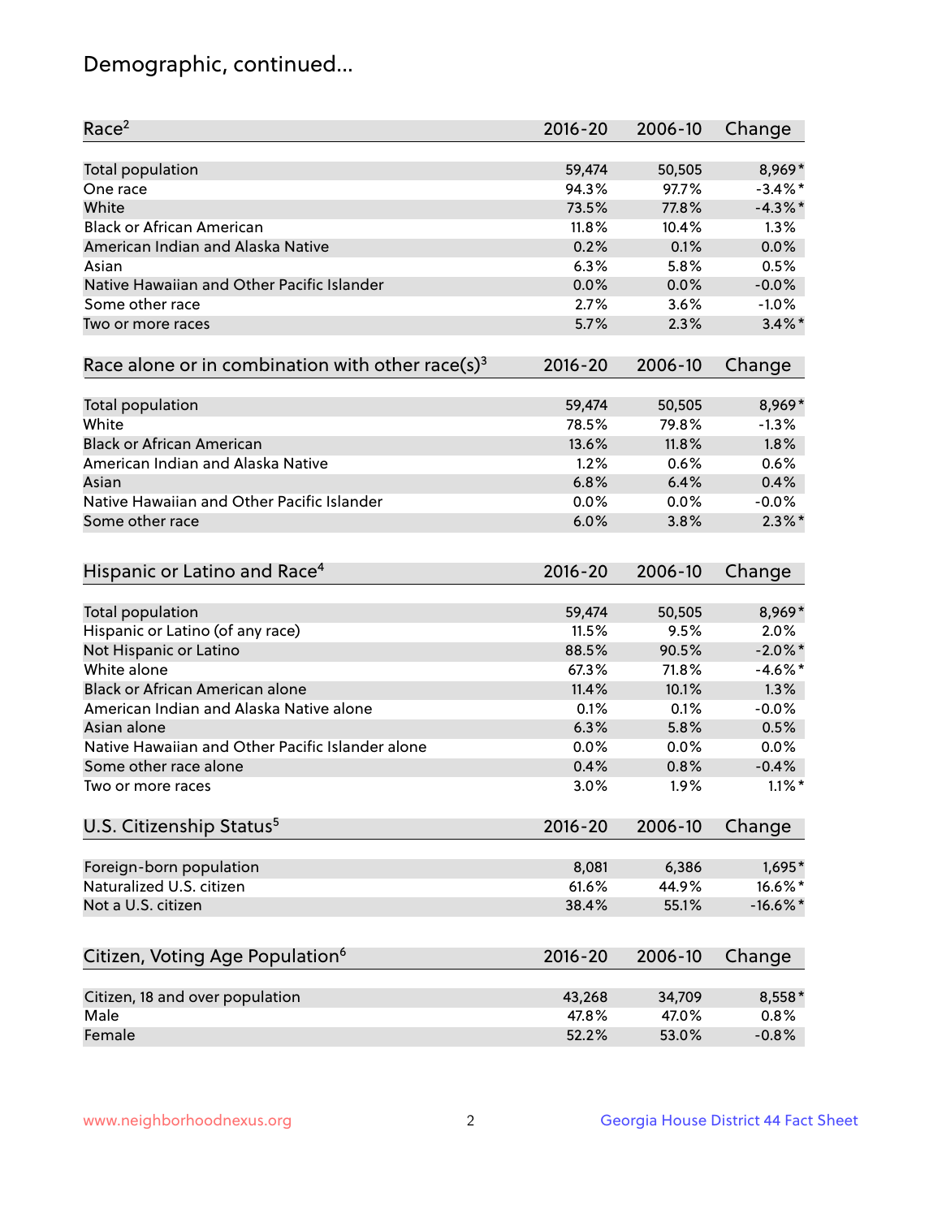# Demographic, continued...

| Race[2] | 2016-20 | 2006-10 | Change |
|---|---|---|---|
| Total population | 59,474 | 50,505 | 8,969* |
| One race | 94.3% | 97.7% | -3.4%* |
| White | 73.5% | 77.8% | -4.3%* |
| Black or African American | 11.8% | 10.4% | 1.3% |
| American Indian and Alaska Native | 0.2% | 0.1% | 0.0% |
| Asian | 6.3% | 5.8% | 0.5% |
| Native Hawaiian and Other Pacific Islander | 0.0% | 0.0% | -0.0% |
| Some other race | 2.7% | 3.6% | -1.0% |
| Two or more races | 5.7% | 2.3% | 3.4%* |

| Race alone or in combination with other race(s)[3] | 2016-20 | 2006-10 | Change |
|---|---|---|---|
| Total population | 59,474 | 50,505 | 8,969* |
| White | 78.5% | 79.8% | -1.3% |
| Black or African American | 13.6% | 11.8% | 1.8% |
| American Indian and Alaska Native | 1.2% | 0.6% | 0.6% |
| Asian | 6.8% | 6.4% | 0.4% |
| Native Hawaiian and Other Pacific Islander | 0.0% | 0.0% | -0.0% |
| Some other race | 6.0% | 3.8% | 2.3%* |

| Hispanic or Latino and Race[4] | 2016-20 | 2006-10 | Change |
|---|---|---|---|
| Total population | 59,474 | 50,505 | 8,969* |
| Hispanic or Latino (of any race) | 11.5% | 9.5% | 2.0% |
| Not Hispanic or Latino | 88.5% | 90.5% | -2.0%* |
| White alone | 67.3% | 71.8% | -4.6%* |
| Black or African American alone | 11.4% | 10.1% | 1.3% |
| American Indian and Alaska Native alone | 0.1% | 0.1% | -0.0% |
| Asian alone | 6.3% | 5.8% | 0.5% |
| Native Hawaiian and Other Pacific Islander alone | 0.0% | 0.0% | 0.0% |
| Some other race alone | 0.4% | 0.8% | -0.4% |
| Two or more races | 3.0% | 1.9% | 1.1%* |

| U.S. Citizenship Status[5] | 2016-20 | 2006-10 | Change |
|---|---|---|---|
| Foreign-born population | 8,081 | 6,386 | 1,695* |
| Naturalized U.S. citizen | 61.6% | 44.9% | 16.6%* |
| Not a U.S. citizen | 38.4% | 55.1% | -16.6%* |

| Citizen, Voting Age Population[6] | 2016-20 | 2006-10 | Change |
|---|---|---|---|
| Citizen, 18 and over population | 43,268 | 34,709 | 8,558* |
| Male | 47.8% | 47.0% | 0.8% |
| Female | 52.2% | 53.0% | -0.8% |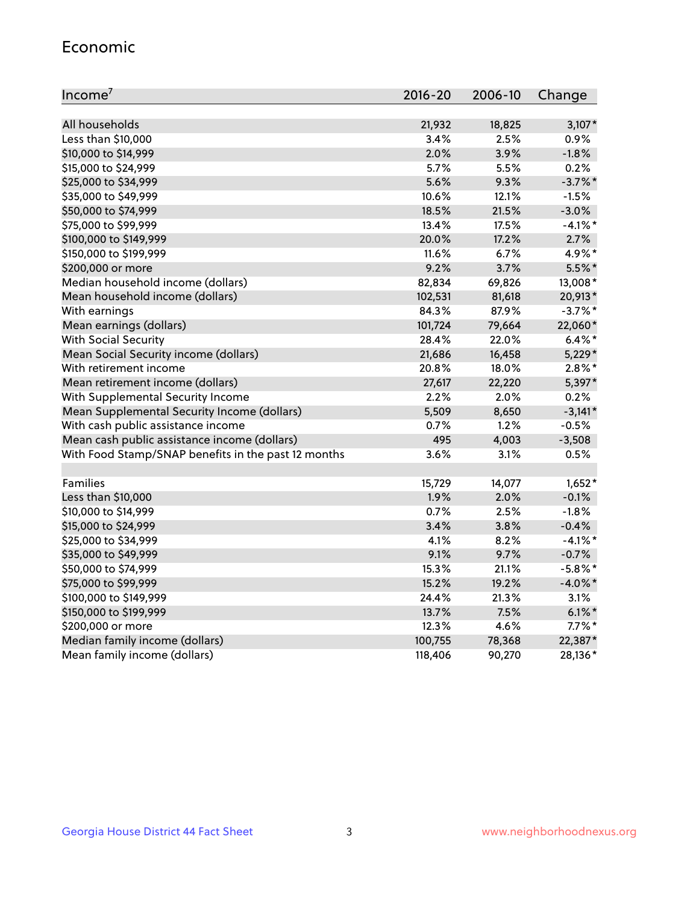## Economic

| Income[7] | 2016-20 | 2006-10 | Change |
|---|---|---|---|
| All households | 21,932 | 18,825 | 3,107* |
| Less than $10,000 | 3.4% | 2.5% | 0.9% |
| $10,000 to $14,999 | 2.0% | 3.9% | -1.8% |
| $15,000 to $24,999 | 5.7% | 5.5% | 0.2% |
| $25,000 to $34,999 | 5.6% | 9.3% | -3.7%* |
| $35,000 to $49,999 | 10.6% | 12.1% | -1.5% |
| $50,000 to $74,999 | 18.5% | 21.5% | -3.0% |
| $75,000 to $99,999 | 13.4% | 17.5% | -4.1%* |
| $100,000 to $149,999 | 20.0% | 17.2% | 2.7% |
| $150,000 to $199,999 | 11.6% | 6.7% | 4.9%* |
| $200,000 or more | 9.2% | 3.7% | 5.5%* |
| Median household income (dollars) | 82,834 | 69,826 | 13,008* |
| Mean household income (dollars) | 102,531 | 81,618 | 20,913* |
| With earnings | 84.3% | 87.9% | -3.7%* |
| Mean earnings (dollars) | 101,724 | 79,664 | 22,060* |
| With Social Security | 28.4% | 22.0% | 6.4%* |
| Mean Social Security income (dollars) | 21,686 | 16,458 | 5,229* |
| With retirement income | 20.8% | 18.0% | 2.8%* |
| Mean retirement income (dollars) | 27,617 | 22,220 | 5,397* |
| With Supplemental Security Income | 2.2% | 2.0% | 0.2% |
| Mean Supplemental Security Income (dollars) | 5,509 | 8,650 | -3,141* |
| With cash public assistance income | 0.7% | 1.2% | -0.5% |
| Mean cash public assistance income (dollars) | 495 | 4,003 | -3,508 |
| With Food Stamp/SNAP benefits in the past 12 months | 3.6% | 3.1% | 0.5% |
| | | | |
| Families | 15,729 | 14,077 | 1,652* |
| Less than $10,000 | 1.9% | 2.0% | -0.1% |
| $10,000 to $14,999 | 0.7% | 2.5% | -1.8% |
| $15,000 to $24,999 | 3.4% | 3.8% | -0.4% |
| $25,000 to $34,999 | 4.1% | 8.2% | -4.1%* |
| $35,000 to $49,999 | 9.1% | 9.7% | -0.7% |
| $50,000 to $74,999 | 15.3% | 21.1% | -5.8%* |
| $75,000 to $99,999 | 15.2% | 19.2% | -4.0%* |
| $100,000 to $149,999 | 24.4% | 21.3% | 3.1% |
| $150,000 to $199,999 | 13.7% | 7.5% | 6.1%* |
| $200,000 or more | 12.3% | 4.6% | 7.7%* |
| Median family income (dollars) | 100,755 | 78,368 | 22,387* |
| Mean family income (dollars) | 118,406 | 90,270 | 28,136* |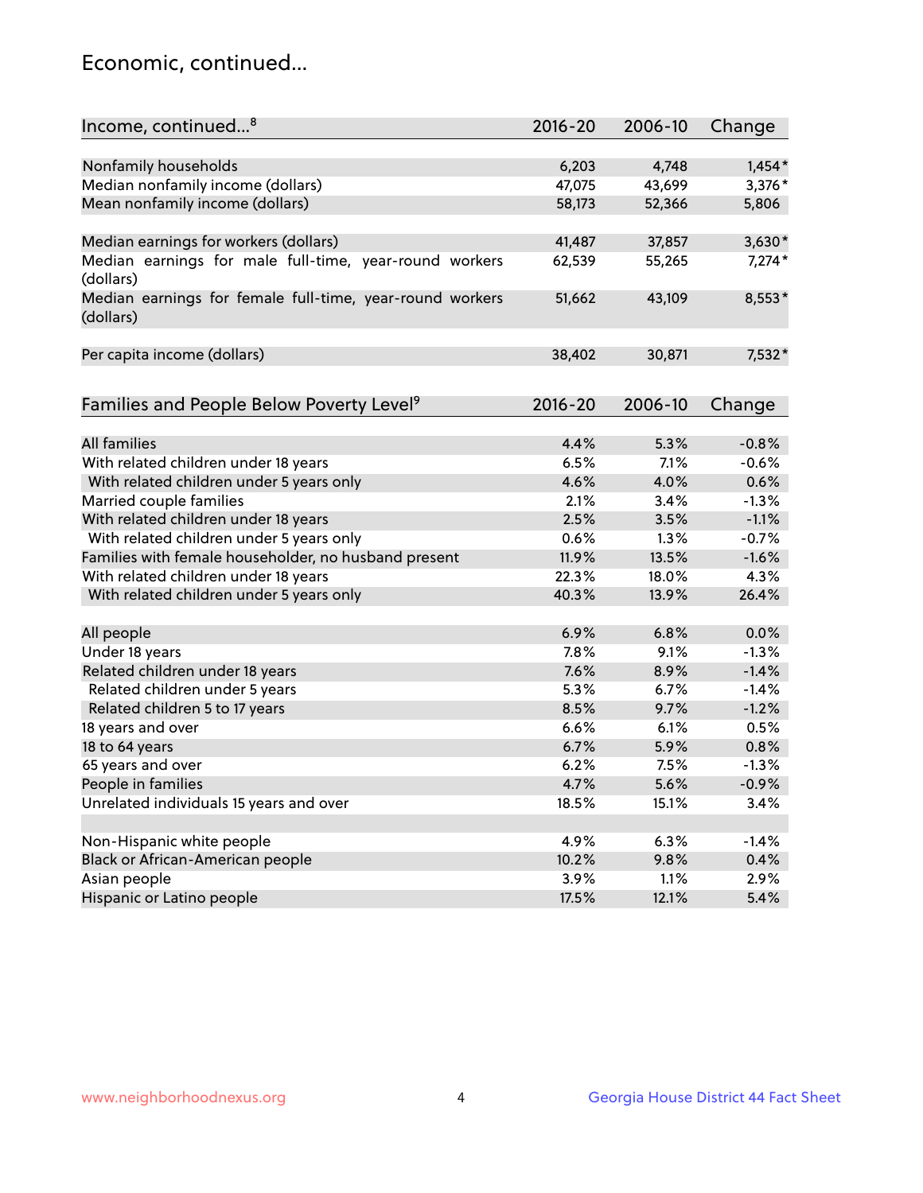## Economic, continued...

| Income, continued...[8] | 2016-20 | 2006-10 | Change |
|---|---|---|---|
| Nonfamily households | 6,203 | 4,748 | 1,454* |
| Median nonfamily income (dollars) | 47,075 | 43,699 | 3,376* |
| Mean nonfamily income (dollars) | 58,173 | 52,366 | 5,806 |
| Median earnings for workers (dollars) | 41,487 | 37,857 | 3,630* |
| Median earnings for male full-time, year-round workers (dollars) | 62,539 | 55,265 | 7,274* |
| Median earnings for female full-time, year-round workers (dollars) | 51,662 | 43,109 | 8,553* |
| Per capita income (dollars) | 38,402 | 30,871 | 7,532* |

| Families and People Below Poverty Level[9] | 2016-20 | 2006-10 | Change |
|---|---|---|---|
| All families | 4.4% | 5.3% | -0.8% |
| With related children under 18 years | 6.5% | 7.1% | -0.6% |
| With related children under 5 years only | 4.6% | 4.0% | 0.6% |
| Married couple families | 2.1% | 3.4% | -1.3% |
| With related children under 18 years | 2.5% | 3.5% | -1.1% |
| With related children under 5 years only | 0.6% | 1.3% | -0.7% |
| Families with female householder, no husband present | 11.9% | 13.5% | -1.6% |
| With related children under 18 years | 22.3% | 18.0% | 4.3% |
| With related children under 5 years only | 40.3% | 13.9% | 26.4% |
| All people | 6.9% | 6.8% | 0.0% |
| Under 18 years | 7.8% | 9.1% | -1.3% |
| Related children under 18 years | 7.6% | 8.9% | -1.4% |
| Related children under 5 years | 5.3% | 6.7% | -1.4% |
| Related children 5 to 17 years | 8.5% | 9.7% | -1.2% |
| 18 years and over | 6.6% | 6.1% | 0.5% |
| 18 to 64 years | 6.7% | 5.9% | 0.8% |
| 65 years and over | 6.2% | 7.5% | -1.3% |
| People in families | 4.7% | 5.6% | -0.9% |
| Unrelated individuals 15 years and over | 18.5% | 15.1% | 3.4% |
| Non-Hispanic white people | 4.9% | 6.3% | -1.4% |
| Black or African-American people | 10.2% | 9.8% | 0.4% |
| Asian people | 3.9% | 1.1% | 2.9% |
| Hispanic or Latino people | 17.5% | 12.1% | 5.4% |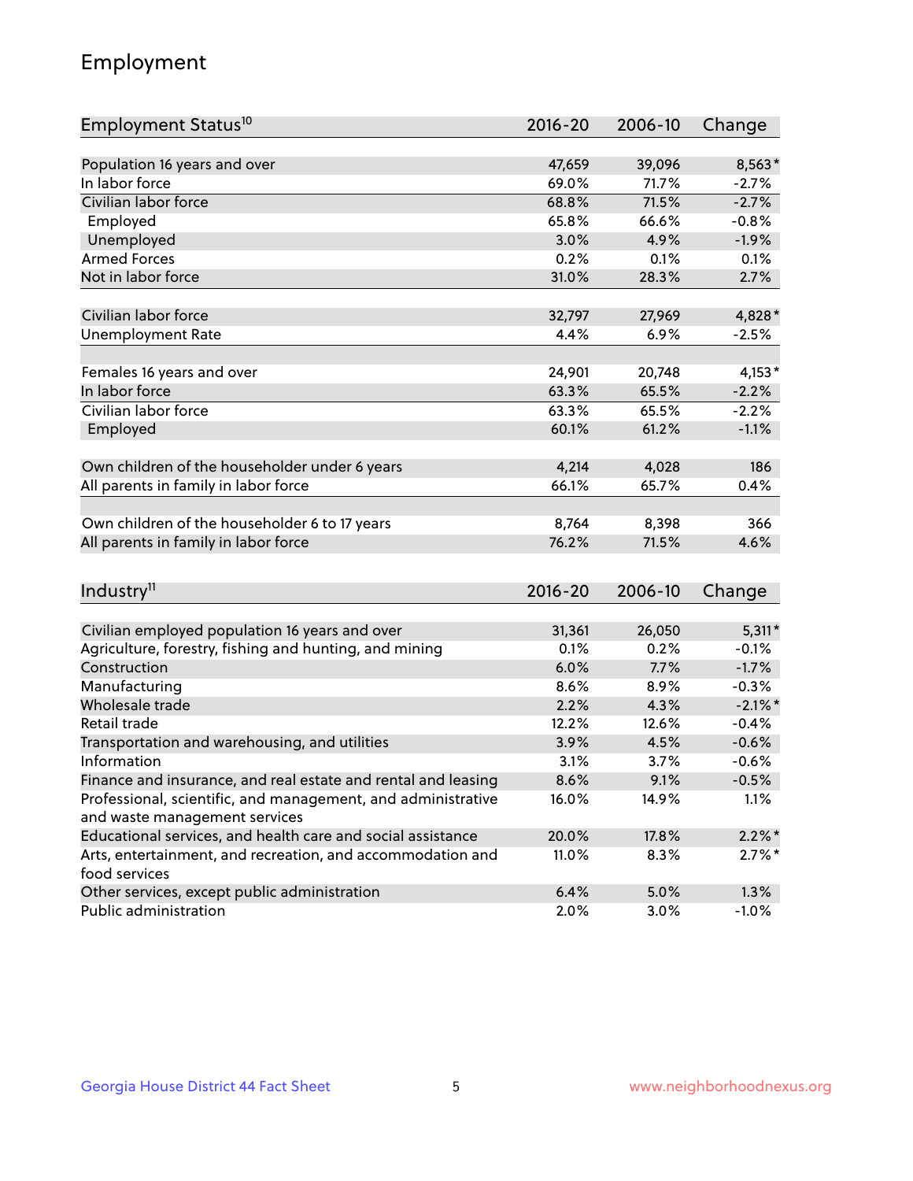## Employment

| Employment Status[10] | 2016-20 | 2006-10 | Change |
|---|---|---|---|
| Population 16 years and over | 47,659 | 39,096 | 8,563* |
| In labor force | 69.0% | 71.7% | -2.7% |
| Civilian labor force | 68.8% | 71.5% | -2.7% |
| Employed | 65.8% | 66.6% | -0.8% |
| Unemployed | 3.0% | 4.9% | -1.9% |
| Armed Forces | 0.2% | 0.1% | 0.1% |
| Not in labor force | 31.0% | 28.3% | 2.7% |
| | | | |
| Civilian labor force | 32,797 | 27,969 | 4,828* |
| Unemployment Rate | 4.4% | 6.9% | -2.5% |
| | | | |
| Females 16 years and over | 24,901 | 20,748 | 4,153* |
| In labor force | 63.3% | 65.5% | -2.2% |
| Civilian labor force | 63.3% | 65.5% | -2.2% |
| Employed | 60.1% | 61.2% | -1.1% |
| | | | |
| Own children of the householder under 6 years | 4,214 | 4,028 | 186 |
| All parents in family in labor force | 66.1% | 65.7% | 0.4% |
| | | | |
| Own children of the householder 6 to 17 years | 8,764 | 8,398 | 366 |
| All parents in family in labor force | 76.2% | 71.5% | 4.6% |

| Industry[11] | 2016-20 | 2006-10 | Change |
|---|---|---|---|
| Civilian employed population 16 years and over | 31,361 | 26,050 | 5,311* |
| Agriculture, forestry, fishing and hunting, and mining | 0.1% | 0.2% | -0.1% |
| Construction | 6.0% | 7.7% | -1.7% |
| Manufacturing | 8.6% | 8.9% | -0.3% |
| Wholesale trade | 2.2% | 4.3% | -2.1%* |
| Retail trade | 12.2% | 12.6% | -0.4% |
| Transportation and warehousing, and utilities | 3.9% | 4.5% | -0.6% |
| Information | 3.1% | 3.7% | -0.6% |
| Finance and insurance, and real estate and rental and leasing | 8.6% | 9.1% | -0.5% |
| Professional, scientific, and management, and administrative and waste management services | 16.0% | 14.9% | 1.1% |
| Educational services, and health care and social assistance | 20.0% | 17.8% | 2.2%* |
| Arts, entertainment, and recreation, and accommodation and food services | 11.0% | 8.3% | 2.7%* |
| Other services, except public administration | 6.4% | 5.0% | 1.3% |
| Public administration | 2.0% | 3.0% | -1.0% |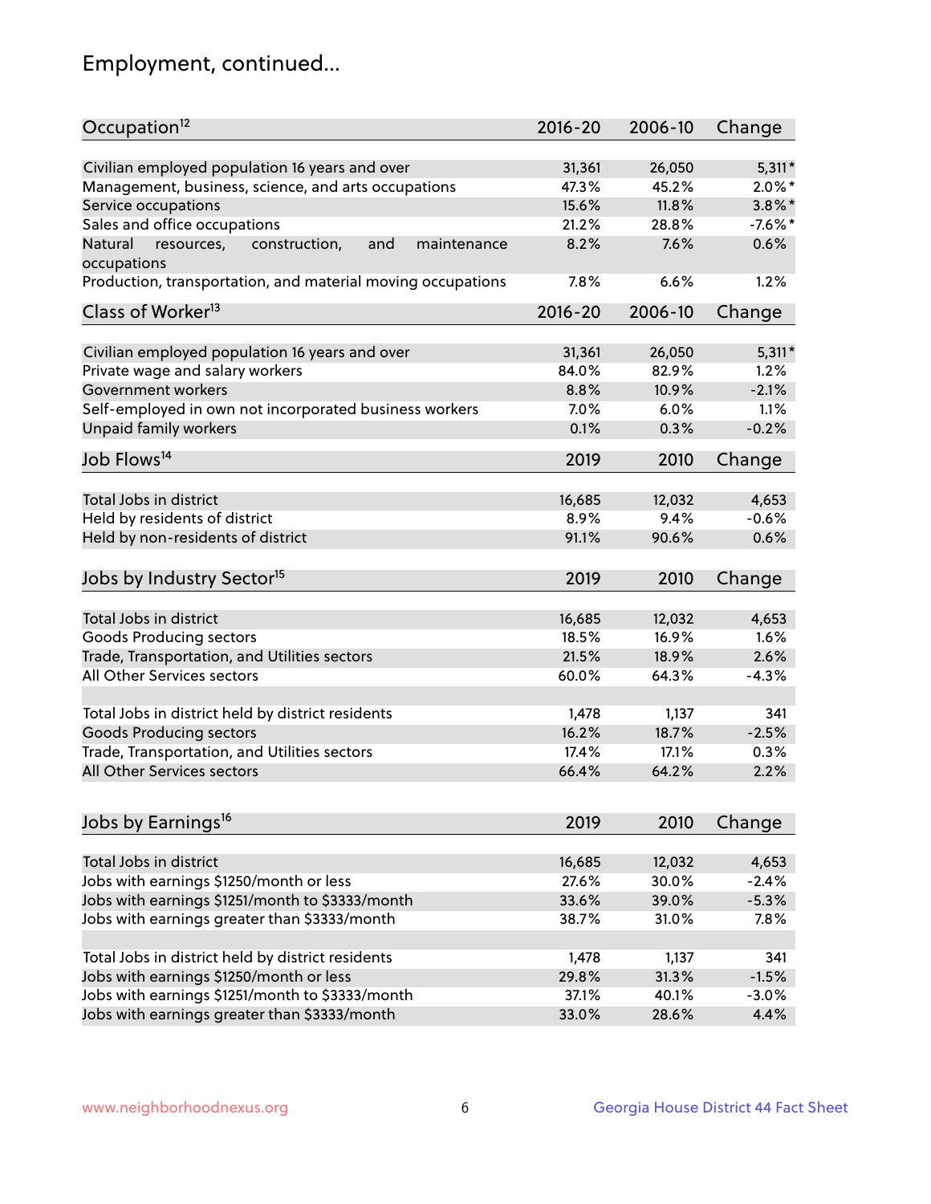## Employment, continued...

| Occupation[12] | 2016-20 | 2006-10 | Change |
|---|---|---|---|
| Civilian employed population 16 years and over | 31,361 | 26,050 | 5,311* |
| Management, business, science, and arts occupations | 47.3% | 45.2% | 2.0%* |
| Service occupations | 15.6% | 11.8% | 3.8%* |
| Sales and office occupations | 21.2% | 28.8% | -7.6%* |
| Natural resources, construction, and maintenance occupations | 8.2% | 7.6% | 0.6% |
| Production, transportation, and material moving occupations | 7.8% | 6.6% | 1.2% |

| Class of Worker[13] | 2016-20 | 2006-10 | Change |
|---|---|---|---|
| Civilian employed population 16 years and over | 31,361 | 26,050 | 5,311* |
| Private wage and salary workers | 84.0% | 82.9% | 1.2% |
| Government workers | 8.8% | 10.9% | -2.1% |
| Self-employed in own not incorporated business workers | 7.0% | 6.0% | 1.1% |
| Unpaid family workers | 0.1% | 0.3% | -0.2% |

| Job Flows[14] | 2019 | 2010 | Change |
|---|---|---|---|
| Total Jobs in district | 16,685 | 12,032 | 4,653 |
| Held by residents of district | 8.9% | 9.4% | -0.6% |
| Held by non-residents of district | 91.1% | 90.6% | 0.6% |

| Jobs by Industry Sector[15] | 2019 | 2010 | Change |
|---|---|---|---|
| Total Jobs in district | 16,685 | 12,032 | 4,653 |
| Goods Producing sectors | 18.5% | 16.9% | 1.6% |
| Trade, Transportation, and Utilities sectors | 21.5% | 18.9% | 2.6% |
| All Other Services sectors | 60.0% | 64.3% | -4.3% |
| | | | |
| Total Jobs in district held by district residents | 1,478 | 1,137 | 341 |
| Goods Producing sectors | 16.2% | 18.7% | -2.5% |
| Trade, Transportation, and Utilities sectors | 17.4% | 17.1% | 0.3% |
| All Other Services sectors | 66.4% | 64.2% | 2.2% |

| Jobs by Earnings[16] | 2019 | 2010 | Change |
|---|---|---|---|
| Total Jobs in district | 16,685 | 12,032 | 4,653 |
| Jobs with earnings $1250/month or less | 27.6% | 30.0% | -2.4% |
| Jobs with earnings $1251/month to $3333/month | 33.6% | 39.0% | -5.3% |
| Jobs with earnings greater than $3333/month | 38.7% | 31.0% | 7.8% |
| | | | |
| Total Jobs in district held by district residents | 1,478 | 1,137 | 341 |
| Jobs with earnings $1250/month or less | 29.8% | 31.3% | -1.5% |
| Jobs with earnings $1251/month to $3333/month | 37.1% | 40.1% | -3.0% |
| Jobs with earnings greater than $3333/month | 33.0% | 28.6% | 4.4% |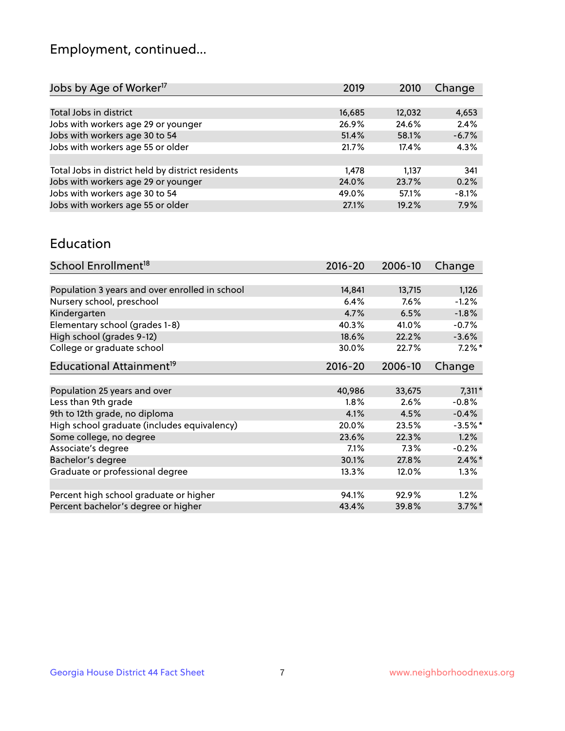# Employment, continued...

| Jobs by Age of Worker[17] | 2019 | 2010 | Change |
|---|---|---|---|
| Total Jobs in district | 16,685 | 12,032 | 4,653 |
| Jobs with workers age 29 or younger | 26.9% | 24.6% | 2.4% |
| Jobs with workers age 30 to 54 | 51.4% | 58.1% | -6.7% |
| Jobs with workers age 55 or older | 21.7% | 17.4% | 4.3% |
| | | | |
| Total Jobs in district held by district residents | 1,478 | 1,137 | 341 |
| Jobs with workers age 29 or younger | 24.0% | 23.7% | 0.2% |
| Jobs with workers age 30 to 54 | 49.0% | 57.1% | -8.1% |
| Jobs with workers age 55 or older | 27.1% | 19.2% | 7.9% |

## Education

| School Enrollment[18] | 2016-20 | 2006-10 | Change |
|---|---|---|---|
| Population 3 years and over enrolled in school | 14,841 | 13,715 | 1,126 |
| Nursery school, preschool | 6.4% | 7.6% | -1.2% |
| Kindergarten | 4.7% | 6.5% | -1.8% |
| Elementary school (grades 1-8) | 40.3% | 41.0% | -0.7% |
| High school (grades 9-12) | 18.6% | 22.2% | -3.6% |
| College or graduate school | 30.0% | 22.7% | 7.2%* |

| Educational Attainment[19] | 2016-20 | 2006-10 | Change |
|---|---|---|---|
| Population 25 years and over | 40,986 | 33,675 | 7,311* |
| Less than 9th grade | 1.8% | 2.6% | -0.8% |
| 9th to 12th grade, no diploma | 4.1% | 4.5% | -0.4% |
| High school graduate (includes equivalency) | 20.0% | 23.5% | -3.5%* |
| Some college, no degree | 23.6% | 22.3% | 1.2% |
| Associate's degree | 7.1% | 7.3% | -0.2% |
| Bachelor's degree | 30.1% | 27.8% | 2.4%* |
| Graduate or professional degree | 13.3% | 12.0% | 1.3% |
| | | | |
| Percent high school graduate or higher | 94.1% | 92.9% | 1.2% |
| Percent bachelor's degree or higher | 43.4% | 39.8% | 3.7%* |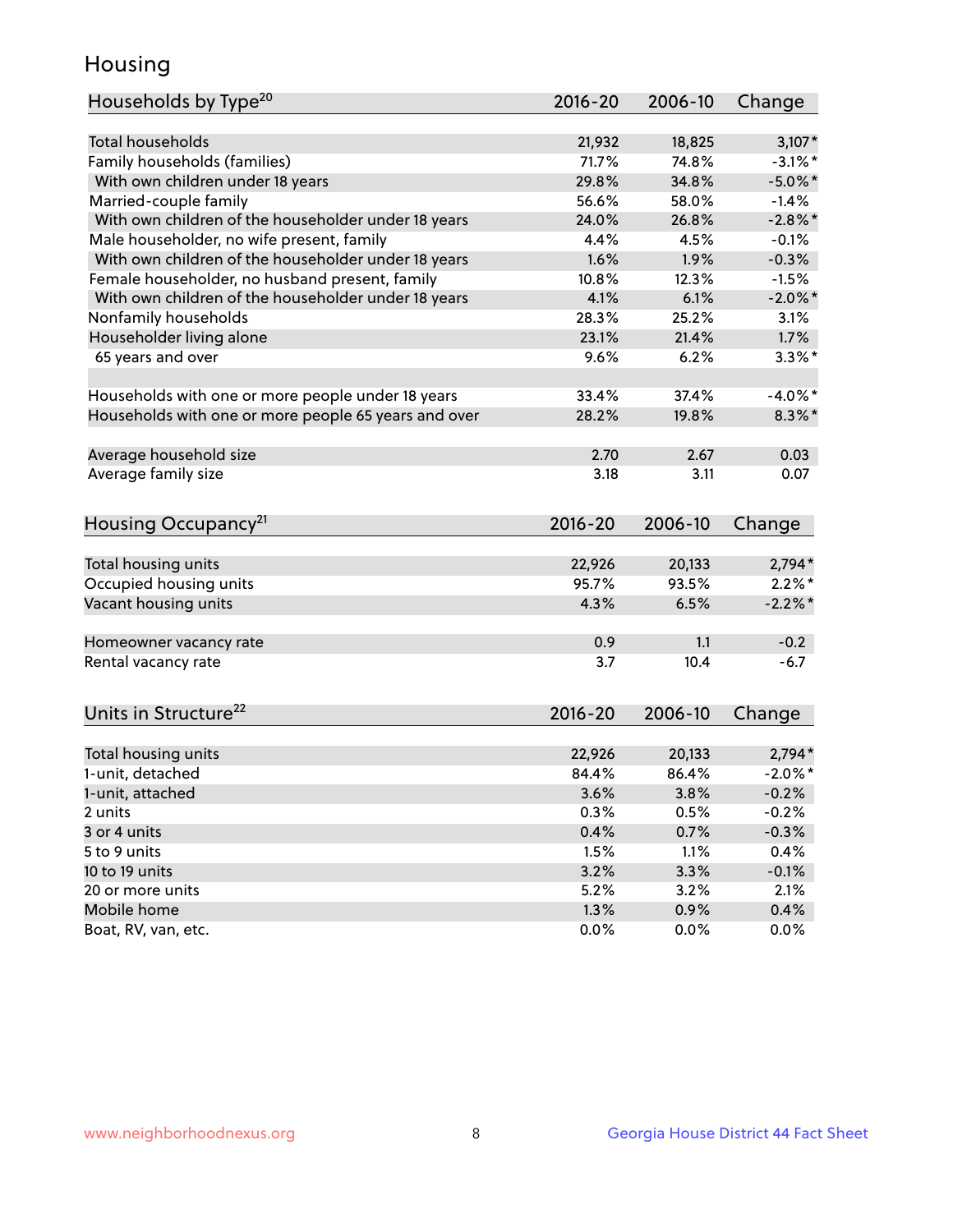# Housing

| Households by Type[20] | 2016-20 | 2006-10 | Change |
|---|---|---|---|
| Total households | 21,932 | 18,825 | 3,107* |
| Family households (families) | 71.7% | 74.8% | -3.1%* |
| With own children under 18 years | 29.8% | 34.8% | -5.0%* |
| Married-couple family | 56.6% | 58.0% | -1.4% |
| With own children of the householder under 18 years | 24.0% | 26.8% | -2.8%* |
| Male householder, no wife present, family | 4.4% | 4.5% | -0.1% |
| With own children of the householder under 18 years | 1.6% | 1.9% | -0.3% |
| Female householder, no husband present, family | 10.8% | 12.3% | -1.5% |
| With own children of the householder under 18 years | 4.1% | 6.1% | -2.0%* |
| Nonfamily households | 28.3% | 25.2% | 3.1% |
| Householder living alone | 23.1% | 21.4% | 1.7% |
| 65 years and over | 9.6% | 6.2% | 3.3%* |
| | | | |
| Households with one or more people under 18 years | 33.4% | 37.4% | -4.0%* |
| Households with one or more people 65 years and over | 28.2% | 19.8% | 8.3%* |
| | | | |
| Average household size | 2.70 | 2.67 | 0.03 |
| Average family size | 3.18 | 3.11 | 0.07 |

| Housing Occupancy[21] | 2016-20 | 2006-10 | Change |
|---|---|---|---|
| Total housing units | 22,926 | 20,133 | 2,794* |
| Occupied housing units | 95.7% | 93.5% | 2.2%* |
| Vacant housing units | 4.3% | 6.5% | -2.2%* |
| | | | |
| Homeowner vacancy rate | 0.9 | 1.1 | -0.2 |
| Rental vacancy rate | 3.7 | 10.4 | -6.7 |

| Units in Structure[22] | 2016-20 | 2006-10 | Change |
|---|---|---|---|
| Total housing units | 22,926 | 20,133 | 2,794* |
| 1-unit, detached | 84.4% | 86.4% | -2.0%* |
| 1-unit, attached | 3.6% | 3.8% | -0.2% |
| 2 units | 0.3% | 0.5% | -0.2% |
| 3 or 4 units | 0.4% | 0.7% | -0.3% |
| 5 to 9 units | 1.5% | 1.1% | 0.4% |
| 10 to 19 units | 3.2% | 3.3% | -0.1% |
| 20 or more units | 5.2% | 3.2% | 2.1% |
| Mobile home | 1.3% | 0.9% | 0.4% |
| Boat, RV, van, etc. | 0.0% | 0.0% | 0.0% |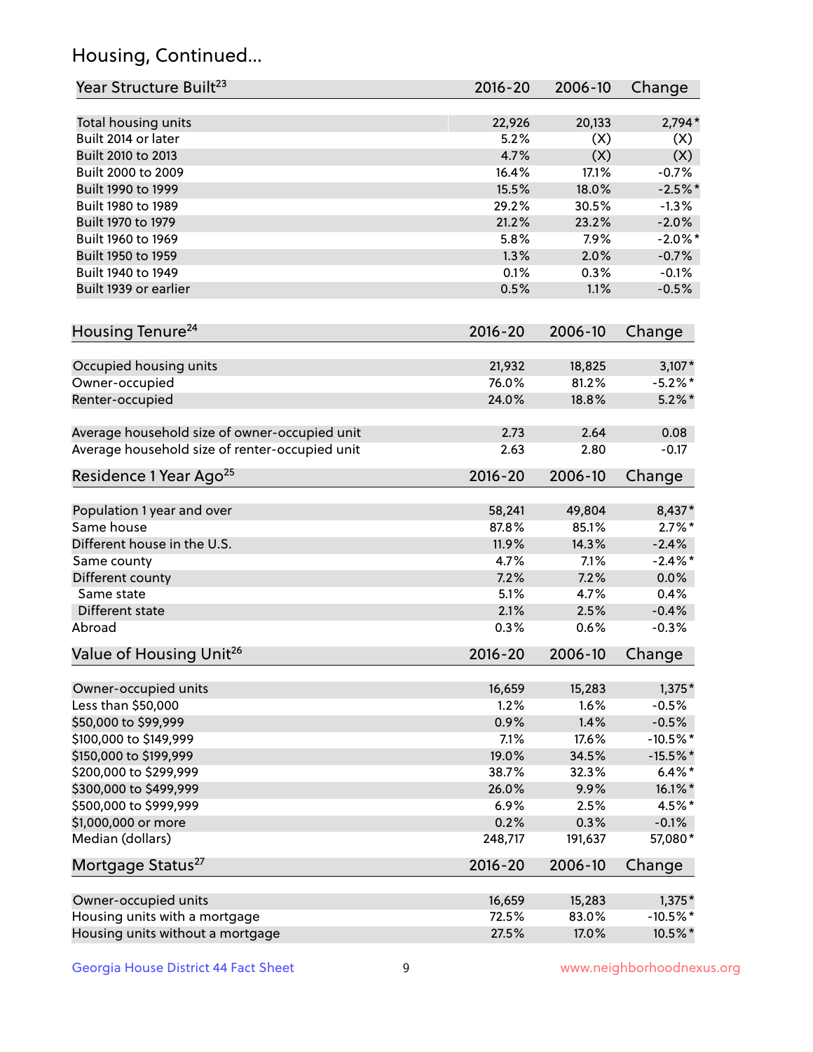## Housing, Continued...

| Year Structure Built[23] | 2016-20 | 2006-10 | Change |
|---|---|---|---|
| Total housing units | 22,926 | 20,133 | 2,794* |
| Built 2014 or later | 5.2% | (X) | (X) |
| Built 2010 to 2013 | 4.7% | (X) | (X) |
| Built 2000 to 2009 | 16.4% | 17.1% | -0.7% |
| Built 1990 to 1999 | 15.5% | 18.0% | -2.5%* |
| Built 1980 to 1989 | 29.2% | 30.5% | -1.3% |
| Built 1970 to 1979 | 21.2% | 23.2% | -2.0% |
| Built 1960 to 1969 | 5.8% | 7.9% | -2.0%* |
| Built 1950 to 1959 | 1.3% | 2.0% | -0.7% |
| Built 1940 to 1949 | 0.1% | 0.3% | -0.1% |
| Built 1939 or earlier | 0.5% | 1.1% | -0.5% |

| Housing Tenure[24] | 2016-20 | 2006-10 | Change |
|---|---|---|---|
| Occupied housing units | 21,932 | 18,825 | 3,107* |
| Owner-occupied | 76.0% | 81.2% | -5.2%* |
| Renter-occupied | 24.0% | 18.8% | 5.2%* |
| Average household size of owner-occupied unit | 2.73 | 2.64 | 0.08 |
| Average household size of renter-occupied unit | 2.63 | 2.80 | -0.17 |

| Residence 1 Year Ago[25] | 2016-20 | 2006-10 | Change |
|---|---|---|---|
| Population 1 year and over | 58,241 | 49,804 | 8,437* |
| Same house | 87.8% | 85.1% | 2.7%* |
| Different house in the U.S. | 11.9% | 14.3% | -2.4% |
| Same county | 4.7% | 7.1% | -2.4%* |
| Different county | 7.2% | 7.2% | 0.0% |
| Same state | 5.1% | 4.7% | 0.4% |
| Different state | 2.1% | 2.5% | -0.4% |
| Abroad | 0.3% | 0.6% | -0.3% |

| Value of Housing Unit[26] | 2016-20 | 2006-10 | Change |
|---|---|---|---|
| Owner-occupied units | 16,659 | 15,283 | 1,375* |
| Less than $50,000 | 1.2% | 1.6% | -0.5% |
| $50,000 to $99,999 | 0.9% | 1.4% | -0.5% |
| $100,000 to $149,999 | 7.1% | 17.6% | -10.5%* |
| $150,000 to $199,999 | 19.0% | 34.5% | -15.5%* |
| $200,000 to $299,999 | 38.7% | 32.3% | 6.4%* |
| $300,000 to $499,999 | 26.0% | 9.9% | 16.1%* |
| $500,000 to $999,999 | 6.9% | 2.5% | 4.5%* |
| $1,000,000 or more | 0.2% | 0.3% | -0.1% |
| Median (dollars) | 248,717 | 191,637 | 57,080* |

| Mortgage Status[27] | 2016-20 | 2006-10 | Change |
|---|---|---|---|
| Owner-occupied units | 16,659 | 15,283 | 1,375* |
| Housing units with a mortgage | 72.5% | 83.0% | -10.5%* |
| Housing units without a mortgage | 27.5% | 17.0% | 10.5%* |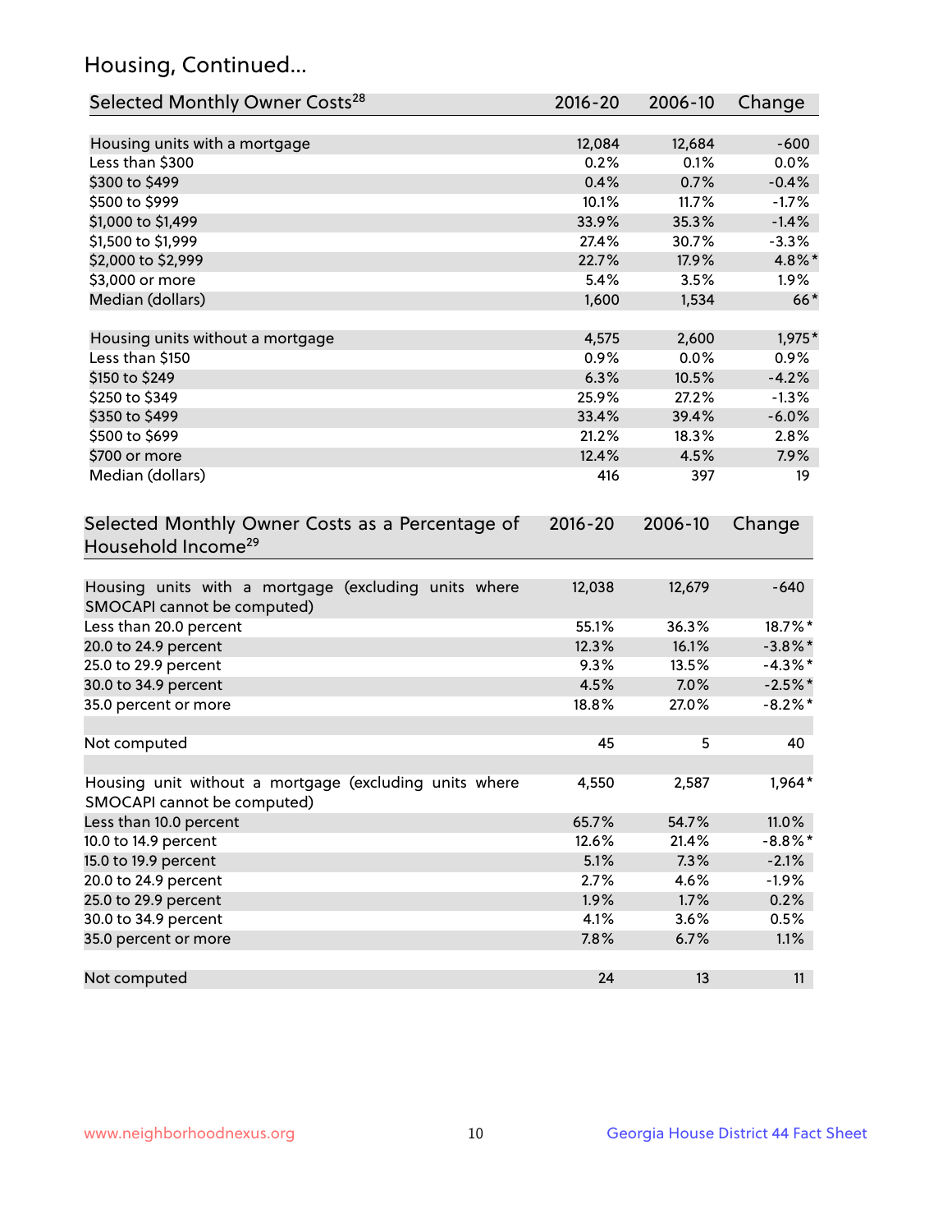## Housing, Continued...

| Selected Monthly Owner Costs[28] | 2016-20 | 2006-10 | Change |
|---|---|---|---|
| Housing units with a mortgage | 12,084 | 12,684 | -600 |
| Less than $300 | 0.2% | 0.1% | 0.0% |
| $300 to $499 | 0.4% | 0.7% | -0.4% |
| $500 to $999 | 10.1% | 11.7% | -1.7% |
| $1,000 to $1,499 | 33.9% | 35.3% | -1.4% |
| $1,500 to $1,999 | 27.4% | 30.7% | -3.3% |
| $2,000 to $2,999 | 22.7% | 17.9% | 4.8%* |
| $3,000 or more | 5.4% | 3.5% | 1.9% |
| Median (dollars) | 1,600 | 1,534 | 66* |
| | | | |
| Housing units without a mortgage | 4,575 | 2,600 | 1,975* |
| Less than $150 | 0.9% | 0.0% | 0.9% |
| $150 to $249 | 6.3% | 10.5% | -4.2% |
| $250 to $349 | 25.9% | 27.2% | -1.3% |
| $350 to $499 | 33.4% | 39.4% | -6.0% |
| $500 to $699 | 21.2% | 18.3% | 2.8% |
| $700 or more | 12.4% | 4.5% | 7.9% |
| Median (dollars) | 416 | 397 | 19 |

| Selected Monthly Owner Costs as a Percentage of Household Income[29] | 2016-20 | 2006-10 | Change |
|---|---|---|---|
| Housing units with a mortgage (excluding units where SMOCAPI cannot be computed) | 12,038 | 12,679 | -640 |
| Less than 20.0 percent | 55.1% | 36.3% | 18.7%* |
| 20.0 to 24.9 percent | 12.3% | 16.1% | -3.8%* |
| 25.0 to 29.9 percent | 9.3% | 13.5% | -4.3%* |
| 30.0 to 34.9 percent | 4.5% | 7.0% | -2.5%* |
| 35.0 percent or more | 18.8% | 27.0% | -8.2%* |
| | | | |
| Not computed | 45 | 5 | 40 |
| | | | |
| Housing unit without a mortgage (excluding units where SMOCAPI cannot be computed) | 4,550 | 2,587 | 1,964* |
| Less than 10.0 percent | 65.7% | 54.7% | 11.0% |
| 10.0 to 14.9 percent | 12.6% | 21.4% | -8.8%* |
| 15.0 to 19.9 percent | 5.1% | 7.3% | -2.1% |
| 20.0 to 24.9 percent | 2.7% | 4.6% | -1.9% |
| 25.0 to 29.9 percent | 1.9% | 1.7% | 0.2% |
| 30.0 to 34.9 percent | 4.1% | 3.6% | 0.5% |
| 35.0 percent or more | 7.8% | 6.7% | 1.1% |
| | | | |
| Not computed | 24 | 13 | 11 |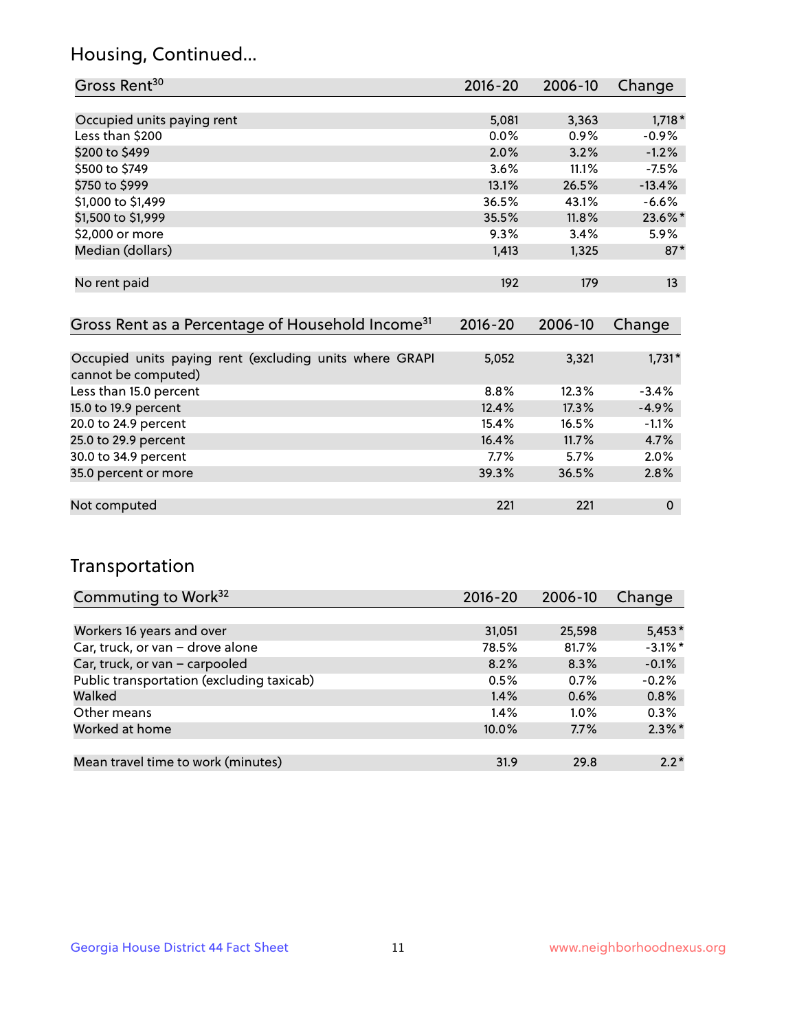## Housing, Continued...

| Gross Rent[30] | 2016-20 | 2006-10 | Change |
|---|---|---|---|
| Occupied units paying rent | 5,081 | 3,363 | 1,718* |
| Less than $200 | 0.0% | 0.9% | -0.9% |
| $200 to $499 | 2.0% | 3.2% | -1.2% |
| $500 to $749 | 3.6% | 11.1% | -7.5% |
| $750 to $999 | 13.1% | 26.5% | -13.4% |
| $1,000 to $1,499 | 36.5% | 43.1% | -6.6% |
| $1,500 to $1,999 | 35.5% | 11.8% | 23.6%* |
| $2,000 or more | 9.3% | 3.4% | 5.9% |
| Median (dollars) | 1,413 | 1,325 | 87* |
| No rent paid | 192 | 179 | 13 |

| Gross Rent as a Percentage of Household Income[31] | 2016-20 | 2006-10 | Change |
|---|---|---|---|
| Occupied units paying rent (excluding units where GRAPI cannot be computed) | 5,052 | 3,321 | 1,731* |
| Less than 15.0 percent | 8.8% | 12.3% | -3.4% |
| 15.0 to 19.9 percent | 12.4% | 17.3% | -4.9% |
| 20.0 to 24.9 percent | 15.4% | 16.5% | -1.1% |
| 25.0 to 29.9 percent | 16.4% | 11.7% | 4.7% |
| 30.0 to 34.9 percent | 7.7% | 5.7% | 2.0% |
| 35.0 percent or more | 39.3% | 36.5% | 2.8% |
| Not computed | 221 | 221 | 0 |

## Transportation

| Commuting to Work[32] | 2016-20 | 2006-10 | Change |
|---|---|---|---|
| Workers 16 years and over | 31,051 | 25,598 | 5,453* |
| Car, truck, or van – drove alone | 78.5% | 81.7% | -3.1%* |
| Car, truck, or van – carpooled | 8.2% | 8.3% | -0.1% |
| Public transportation (excluding taxicab) | 0.5% | 0.7% | -0.2% |
| Walked | 1.4% | 0.6% | 0.8% |
| Other means | 1.4% | 1.0% | 0.3% |
| Worked at home | 10.0% | 7.7% | 2.3%* |
| Mean travel time to work (minutes) | 31.9 | 29.8 | 2.2* |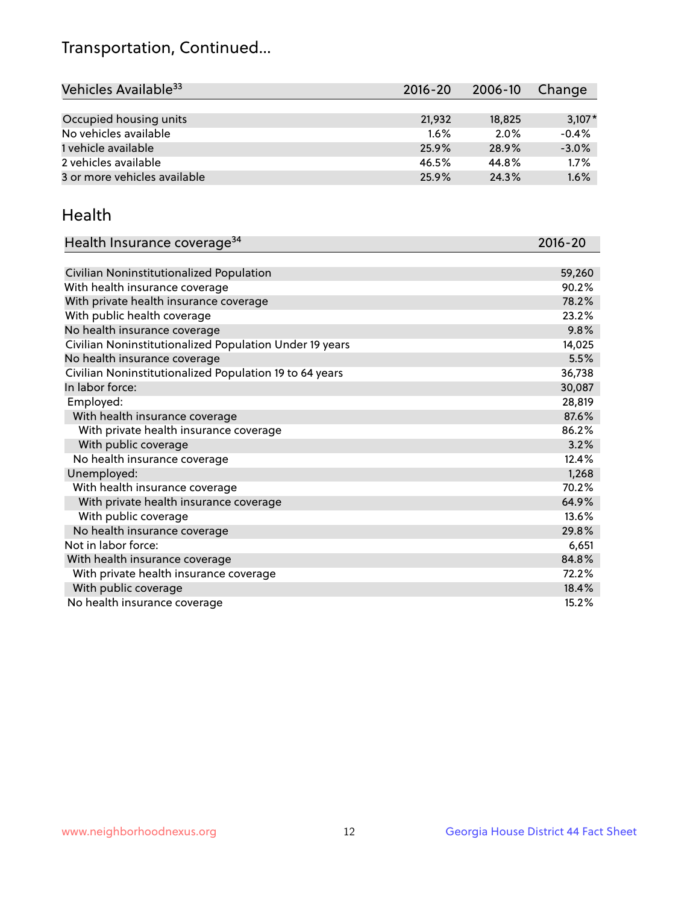## Transportation, Continued...

| Vehicles Available[33] | 2016-20 | 2006-10 | Change |
|---|---|---|---|
| Occupied housing units | 21,932 | 18,825 | 3,107* |
| No vehicles available | 1.6% | 2.0% | -0.4% |
| 1 vehicle available | 25.9% | 28.9% | -3.0% |
| 2 vehicles available | 46.5% | 44.8% | 1.7% |
| 3 or more vehicles available | 25.9% | 24.3% | 1.6% |

## Health

| Health Insurance coverage[34] | 2016-20 |
|---|---|
| Civilian Noninstitutionalized Population | 59,260 |
| With health insurance coverage | 90.2% |
| With private health insurance coverage | 78.2% |
| With public health coverage | 23.2% |
| No health insurance coverage | 9.8% |
| Civilian Noninstitutionalized Population Under 19 years | 14,025 |
| No health insurance coverage | 5.5% |
| Civilian Noninstitutionalized Population 19 to 64 years | 36,738 |
| In labor force: | 30,087 |
| Employed: | 28,819 |
| With health insurance coverage | 87.6% |
| With private health insurance coverage | 86.2% |
| With public coverage | 3.2% |
| No health insurance coverage | 12.4% |
| Unemployed: | 1,268 |
| With health insurance coverage | 70.2% |
| With private health insurance coverage | 64.9% |
| With public coverage | 13.6% |
| No health insurance coverage | 29.8% |
| Not in labor force: | 6,651 |
| With health insurance coverage | 84.8% |
| With private health insurance coverage | 72.2% |
| With public coverage | 18.4% |
| No health insurance coverage | 15.2% |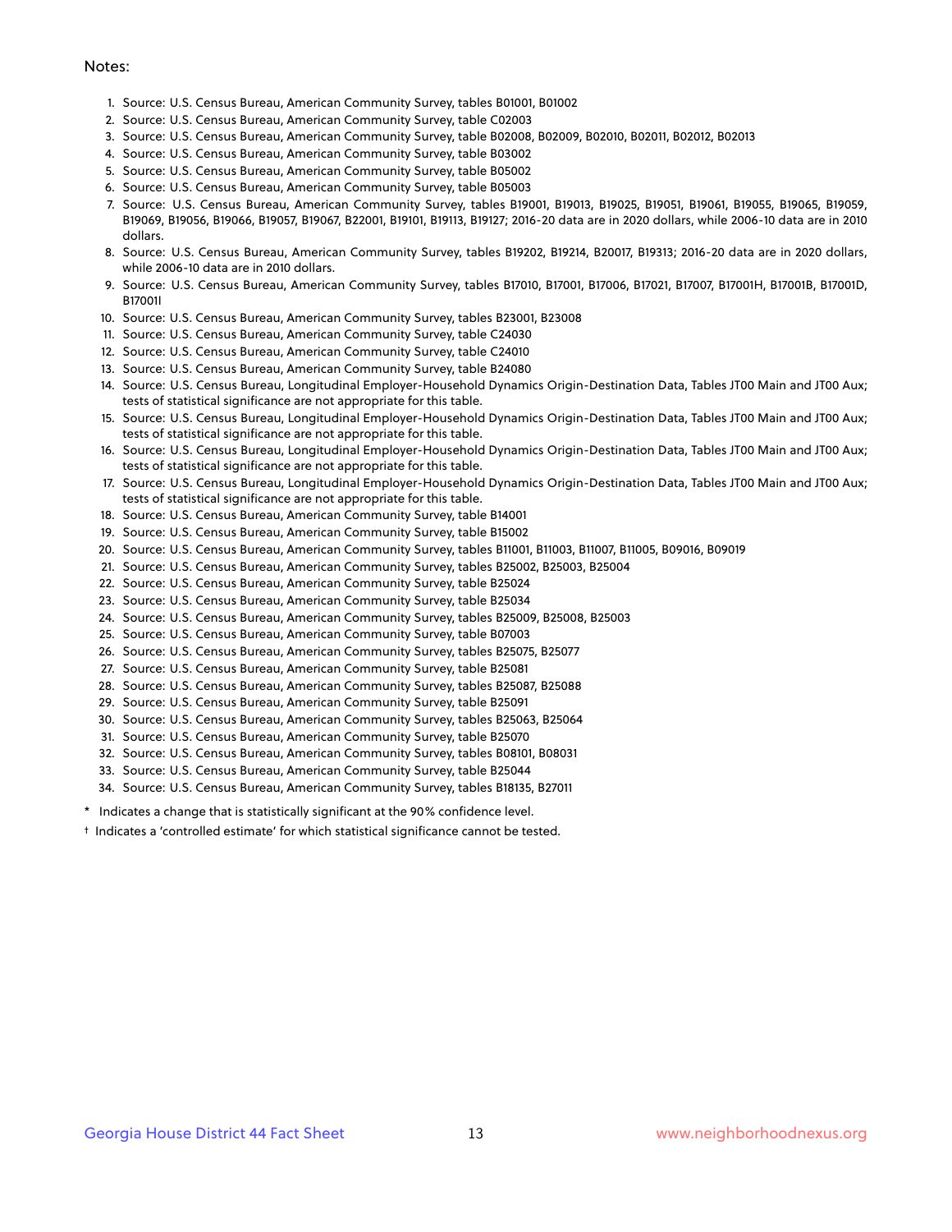Notes:

1. Source: U.S. Census Bureau, American Community Survey, tables B01001, B01002
2. Source: U.S. Census Bureau, American Community Survey, table C02003
3. Source: U.S. Census Bureau, American Community Survey, table B02008, B02009, B02010, B02011, B02012, B02013
4. Source: U.S. Census Bureau, American Community Survey, table B03002
5. Source: U.S. Census Bureau, American Community Survey, table B05002
6. Source: U.S. Census Bureau, American Community Survey, table B05003
7. Source: U.S. Census Bureau, American Community Survey, tables B19001, B19013, B19025, B19051, B19061, B19055, B19065, B19059, B19069, B19056, B19066, B19057, B19067, B22001, B19101, B19113, B19127; 2016-20 data are in 2020 dollars, while 2006-10 data are in 2010 dollars.
8. Source: U.S. Census Bureau, American Community Survey, tables B19202, B19214, B20017, B19313; 2016-20 data are in 2020 dollars, while 2006-10 data are in 2010 dollars.
9. Source: U.S. Census Bureau, American Community Survey, tables B17010, B17001, B17006, B17021, B17007, B17001H, B17001B, B17001D, B17001I
10. Source: U.S. Census Bureau, American Community Survey, tables B23001, B23008
11. Source: U.S. Census Bureau, American Community Survey, table C24030
12. Source: U.S. Census Bureau, American Community Survey, table C24010
13. Source: U.S. Census Bureau, American Community Survey, table B24080
14. Source: U.S. Census Bureau, Longitudinal Employer-Household Dynamics Origin-Destination Data, Tables JT00 Main and JT00 Aux; tests of statistical significance are not appropriate for this table.
15. Source: U.S. Census Bureau, Longitudinal Employer-Household Dynamics Origin-Destination Data, Tables JT00 Main and JT00 Aux; tests of statistical significance are not appropriate for this table.
16. Source: U.S. Census Bureau, Longitudinal Employer-Household Dynamics Origin-Destination Data, Tables JT00 Main and JT00 Aux; tests of statistical significance are not appropriate for this table.
17. Source: U.S. Census Bureau, Longitudinal Employer-Household Dynamics Origin-Destination Data, Tables JT00 Main and JT00 Aux; tests of statistical significance are not appropriate for this table.
18. Source: U.S. Census Bureau, American Community Survey, table B14001
19. Source: U.S. Census Bureau, American Community Survey, table B15002
20. Source: U.S. Census Bureau, American Community Survey, tables B11001, B11003, B11007, B11005, B09016, B09019
21. Source: U.S. Census Bureau, American Community Survey, tables B25002, B25003, B25004
22. Source: U.S. Census Bureau, American Community Survey, table B25024
23. Source: U.S. Census Bureau, American Community Survey, table B25034
24. Source: U.S. Census Bureau, American Community Survey, tables B25009, B25008, B25003
25. Source: U.S. Census Bureau, American Community Survey, table B07003
26. Source: U.S. Census Bureau, American Community Survey, tables B25075, B25077
27. Source: U.S. Census Bureau, American Community Survey, table B25081
28. Source: U.S. Census Bureau, American Community Survey, tables B25087, B25088
29. Source: U.S. Census Bureau, American Community Survey, table B25091
30. Source: U.S. Census Bureau, American Community Survey, tables B25063, B25064
31. Source: U.S. Census Bureau, American Community Survey, table B25070
32. Source: U.S. Census Bureau, American Community Survey, tables B08101, B08031
33. Source: U.S. Census Bureau, American Community Survey, table B25044
34. Source: U.S. Census Bureau, American Community Survey, tables B18135, B27011

* Indicates a change that is statistically significant at the 90% confidence level.

† Indicates a 'controlled estimate' for which statistical significance cannot be tested.